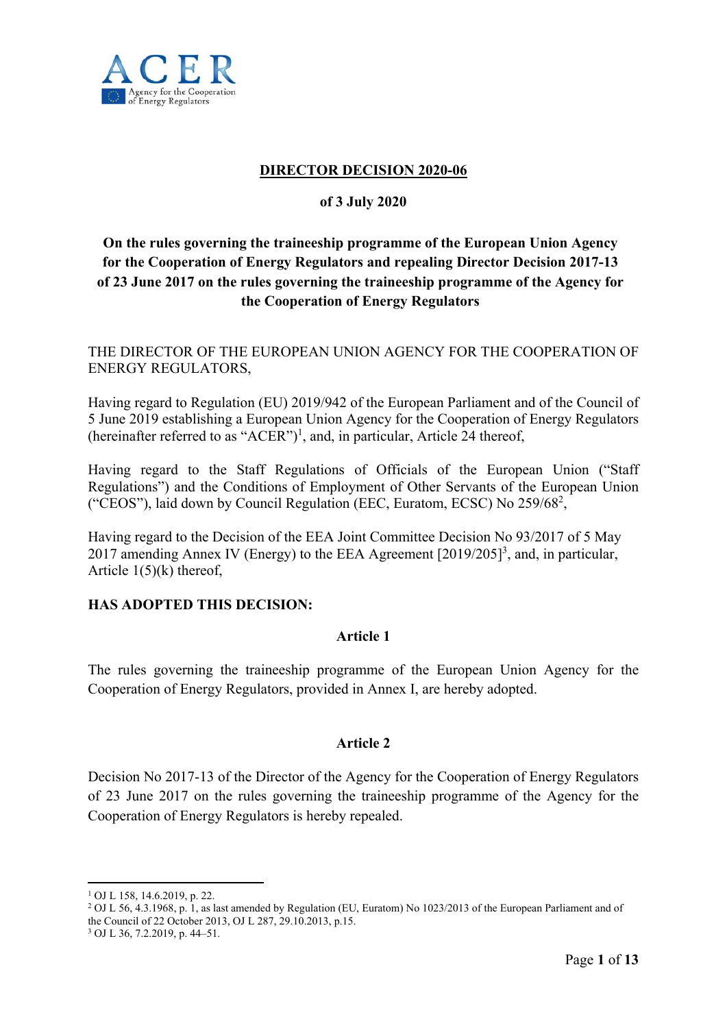# DIRECTOR DECISION 2020-06

## of 3 July 2020

## On the rules governing the traineeship programme of the European Union Agency for the Cooperation of Energy Regulators and repealing Director Decision 2017-13 of 23 June 2017 on the rules governing the traineeship programme of the Agency for the Cooperation of Energy Regulators

THE DIRECTOR OF THE EUROPEAN UNION AGENCY FOR THE COOPERATION OF ENERGY REGULATORS,

Having regard to Regulation (EU) 2019/942 of the European Parliament and of the Council of 5 June 2019 establishing a European Union Agency for the Cooperation of Energy Regulators (hereinafter referred to as "ACER")[1], and, in particular, Article 24 thereof,

Having regard to the Staff Regulations of Officials of the European Union ("Staff Regulations") and the Conditions of Employment of Other Servants of the European Union ("CEOS"), laid down by Council Regulation (EEC, Euratom, ECSC) No 259/68[2],

Having regard to the Decision of the EEA Joint Committee Decision No 93/2017 of 5 May 2017 amending Annex IV (Energy) to the EEA Agreement [2019/205][3], and, in particular, Article 1(5)(k) thereof,

**HAS ADOPTED THIS DECISION:**

### Article 1

The rules governing the traineeship programme of the European Union Agency for the Cooperation of Energy Regulators, provided in Annex I, are hereby adopted.

### Article 2

Decision No 2017-13 of the Director of the Agency for the Cooperation of Energy Regulators of 23 June 2017 on the rules governing the traineeship programme of the Agency for the Cooperation of Energy Regulators is hereby repealed.

---

[1] OJ L 158, 14.6.2019, p. 22.

[2] OJ L 56, 4.3.1968, p. 1, as last amended by Regulation (EU, Euratom) No 1023/2013 of the European Parliament and of the Council of 22 October 2013, OJ L 287, 29.10.2013, p.15.

[3] OJ L 36, 7.2.2019, p. 44–51.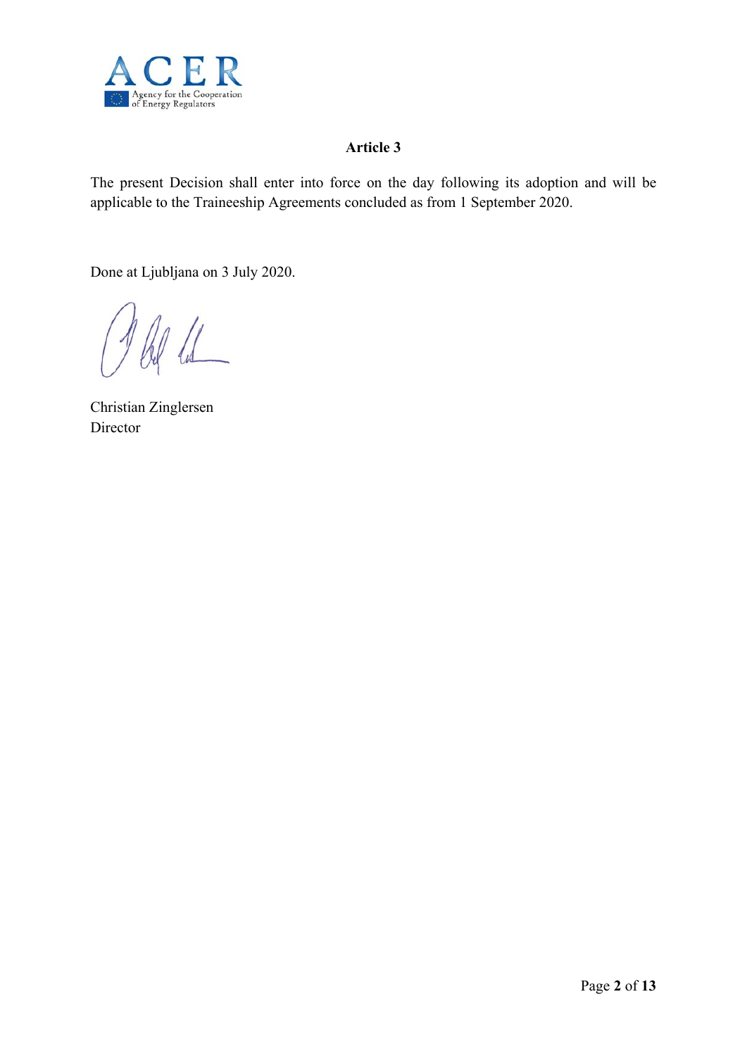### Article 3

The present Decision shall enter into force on the day following its adoption and will be applicable to the Traineeship Agreements concluded as from 1 September 2020.

Done at Ljubljana on 3 July 2020.

Christian Zinglersen
Director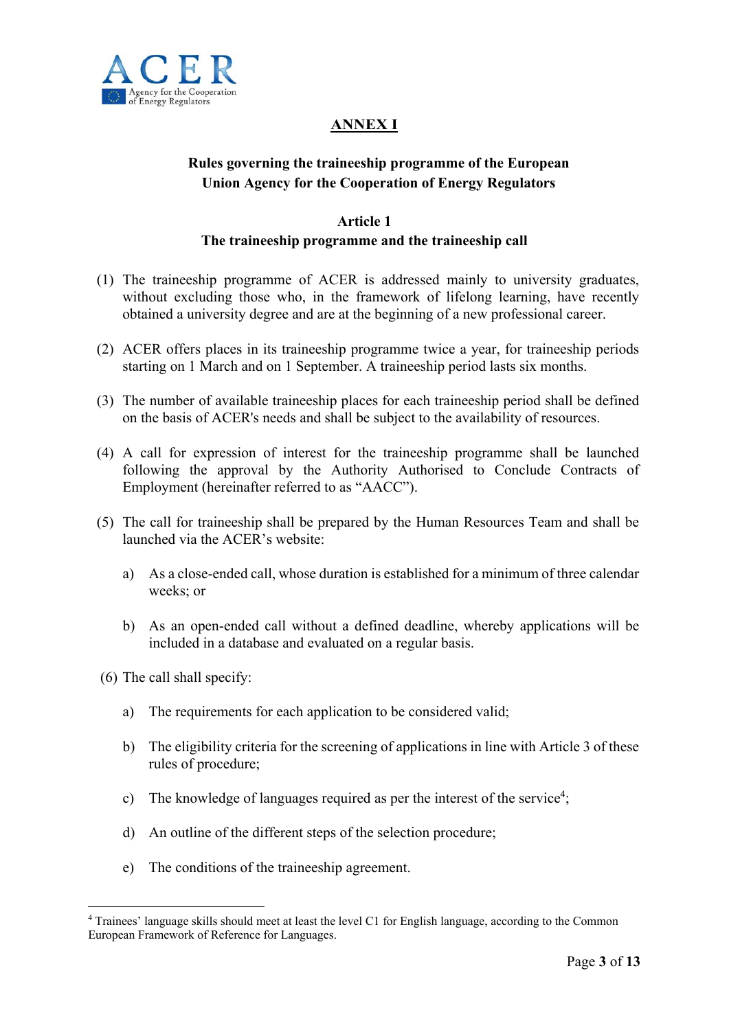## ANNEX I

### Rules governing the traineeship programme of the European Union Agency for the Cooperation of Energy Regulators

### Article 1
### The traineeship programme and the traineeship call

(1) The traineeship programme of ACER is addressed mainly to university graduates, without excluding those who, in the framework of lifelong learning, have recently obtained a university degree and are at the beginning of a new professional career.

(2) ACER offers places in its traineeship programme twice a year, for traineeship periods starting on 1 March and on 1 September. A traineeship period lasts six months.

(3) The number of available traineeship places for each traineeship period shall be defined on the basis of ACER's needs and shall be subject to the availability of resources.

(4) A call for expression of interest for the traineeship programme shall be launched following the approval by the Authority Authorised to Conclude Contracts of Employment (hereinafter referred to as "AACC").

(5) The call for traineeship shall be prepared by the Human Resources Team and shall be launched via the ACER's website:

a) As a close-ended call, whose duration is established for a minimum of three calendar weeks; or

b) As an open-ended call without a defined deadline, whereby applications will be included in a database and evaluated on a regular basis.

(6) The call shall specify:

a) The requirements for each application to be considered valid;

b) The eligibility criteria for the screening of applications in line with Article 3 of these rules of procedure;

c) The knowledge of languages required as per the interest of the service[4];

d) An outline of the different steps of the selection procedure;

e) The conditions of the traineeship agreement.

---

[4] Trainees' language skills should meet at least the level C1 for English language, according to the Common European Framework of Reference for Languages.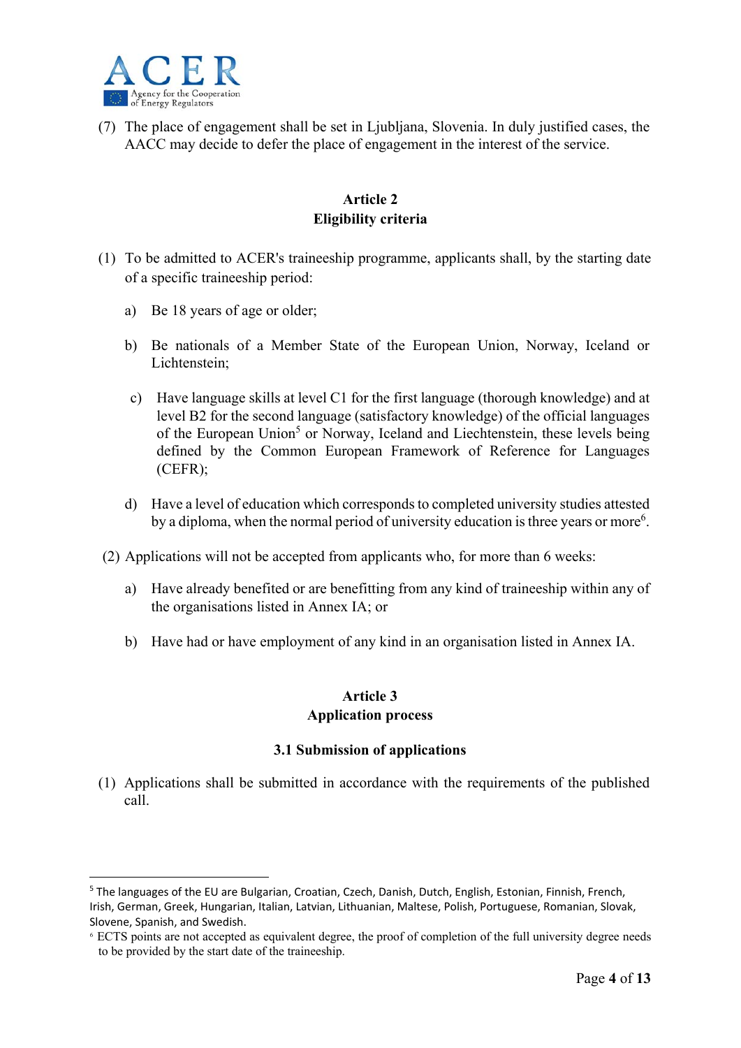(7) The place of engagement shall be set in Ljubljana, Slovenia. In duly justified cases, the AACC may decide to defer the place of engagement in the interest of the service.

## Article 2
## Eligibility criteria

(1) To be admitted to ACER's traineeship programme, applicants shall, by the starting date of a specific traineeship period:

a) Be 18 years of age or older;

b) Be nationals of a Member State of the European Union, Norway, Iceland or Lichtenstein;

c) Have language skills at level C1 for the first language (thorough knowledge) and at level B2 for the second language (satisfactory knowledge) of the official languages of the European Union[5] or Norway, Iceland and Liechtenstein, these levels being defined by the Common European Framework of Reference for Languages (CEFR);

d) Have a level of education which corresponds to completed university studies attested by a diploma, when the normal period of university education is three years or more[6].

(2) Applications will not be accepted from applicants who, for more than 6 weeks:

a) Have already benefited or are benefitting from any kind of traineeship within any of the organisations listed in Annex IA; or

b) Have had or have employment of any kind in an organisation listed in Annex IA.

## Article 3
## Application process

### 3.1 Submission of applications

(1) Applications shall be submitted in accordance with the requirements of the published call.

---

[5] The languages of the EU are Bulgarian, Croatian, Czech, Danish, Dutch, English, Estonian, Finnish, French, Irish, German, Greek, Hungarian, Italian, Latvian, Lithuanian, Maltese, Polish, Portuguese, Romanian, Slovak, Slovene, Spanish, and Swedish.

[6] ECTS points are not accepted as equivalent degree, the proof of completion of the full university degree needs to be provided by the start date of the traineeship.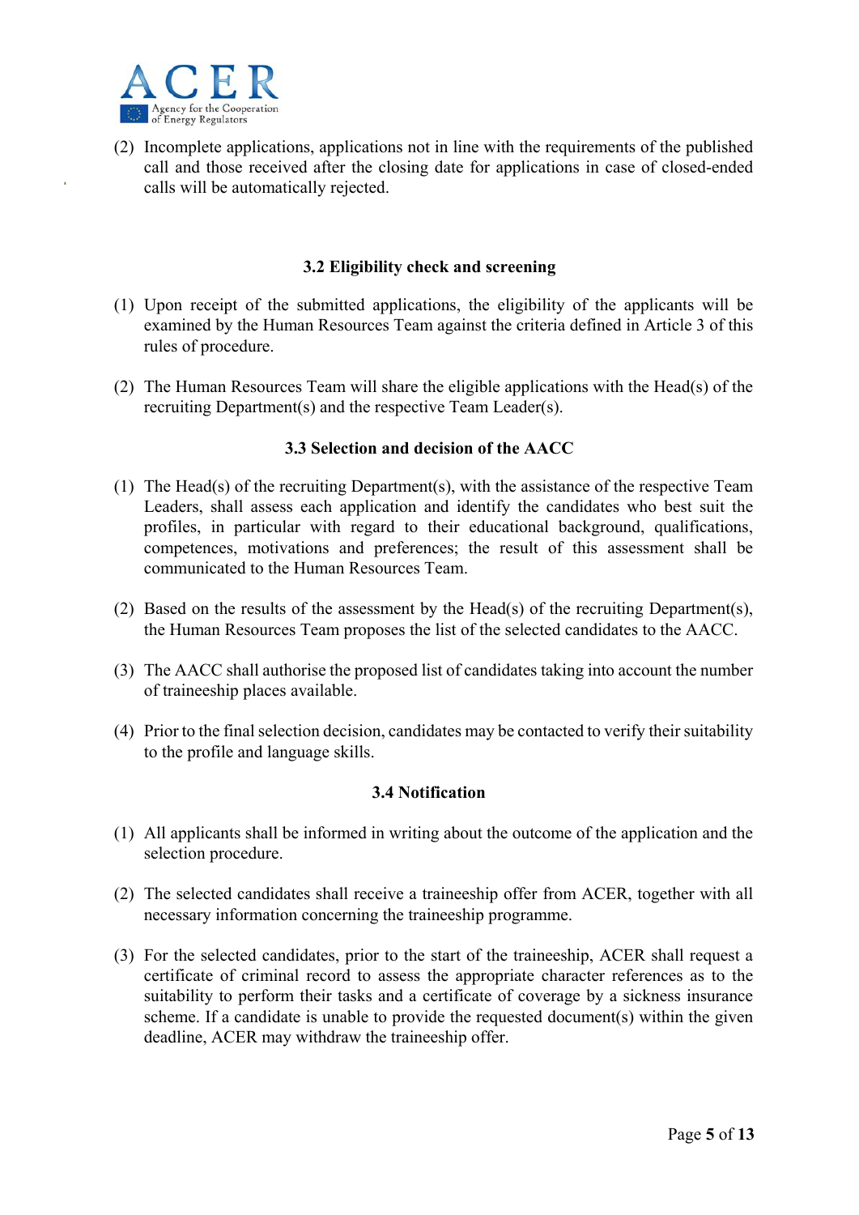(2) Incomplete applications, applications not in line with the requirements of the published call and those received after the closing date for applications in case of closed-ended calls will be automatically rejected.

### 3.2 Eligibility check and screening

(1) Upon receipt of the submitted applications, the eligibility of the applicants will be examined by the Human Resources Team against the criteria defined in Article 3 of this rules of procedure.

(2) The Human Resources Team will share the eligible applications with the Head(s) of the recruiting Department(s) and the respective Team Leader(s).

### 3.3 Selection and decision of the AACC

(1) The Head(s) of the recruiting Department(s), with the assistance of the respective Team Leaders, shall assess each application and identify the candidates who best suit the profiles, in particular with regard to their educational background, qualifications, competences, motivations and preferences; the result of this assessment shall be communicated to the Human Resources Team.

(2) Based on the results of the assessment by the Head(s) of the recruiting Department(s), the Human Resources Team proposes the list of the selected candidates to the AACC.

(3) The AACC shall authorise the proposed list of candidates taking into account the number of traineeship places available.

(4) Prior to the final selection decision, candidates may be contacted to verify their suitability to the profile and language skills.

### 3.4 Notification

(1) All applicants shall be informed in writing about the outcome of the application and the selection procedure.

(2) The selected candidates shall receive a traineeship offer from ACER, together with all necessary information concerning the traineeship programme.

(3) For the selected candidates, prior to the start of the traineeship, ACER shall request a certificate of criminal record to assess the appropriate character references as to the suitability to perform their tasks and a certificate of coverage by a sickness insurance scheme. If a candidate is unable to provide the requested document(s) within the given deadline, ACER may withdraw the traineeship offer.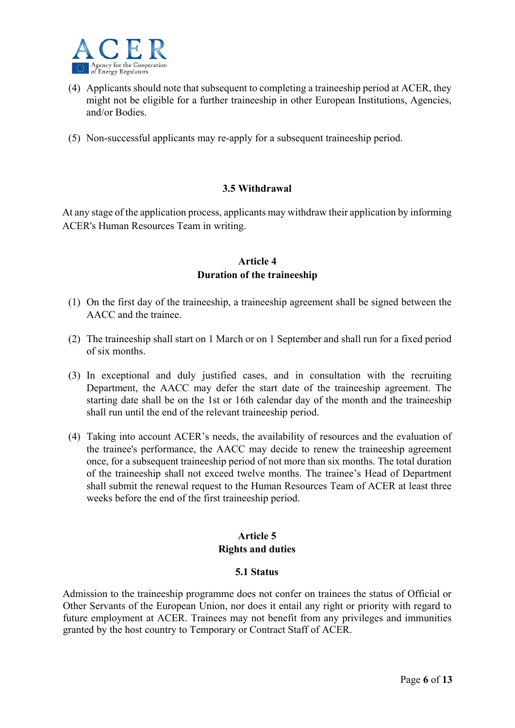(4) Applicants should note that subsequent to completing a traineeship period at ACER, they might not be eligible for a further traineeship in other European Institutions, Agencies, and/or Bodies.

(5) Non-successful applicants may re-apply for a subsequent traineeship period.

### 3.5 Withdrawal

At any stage of the application process, applicants may withdraw their application by informing ACER's Human Resources Team in writing.

## Article 4
## Duration of the traineeship

(1) On the first day of the traineeship, a traineeship agreement shall be signed between the AACC and the trainee.

(2) The traineeship shall start on 1 March or on 1 September and shall run for a fixed period of six months.

(3) In exceptional and duly justified cases, and in consultation with the recruiting Department, the AACC may defer the start date of the traineeship agreement. The starting date shall be on the 1st or 16th calendar day of the month and the traineeship shall run until the end of the relevant traineeship period.

(4) Taking into account ACER's needs, the availability of resources and the evaluation of the trainee's performance, the AACC may decide to renew the traineeship agreement once, for a subsequent traineeship period of not more than six months. The total duration of the traineeship shall not exceed twelve months. The trainee's Head of Department shall submit the renewal request to the Human Resources Team of ACER at least three weeks before the end of the first traineeship period.

## Article 5
## Rights and duties

### 5.1 Status

Admission to the traineeship programme does not confer on trainees the status of Official or Other Servants of the European Union, nor does it entail any right or priority with regard to future employment at ACER. Trainees may not benefit from any privileges and immunities granted by the host country to Temporary or Contract Staff of ACER.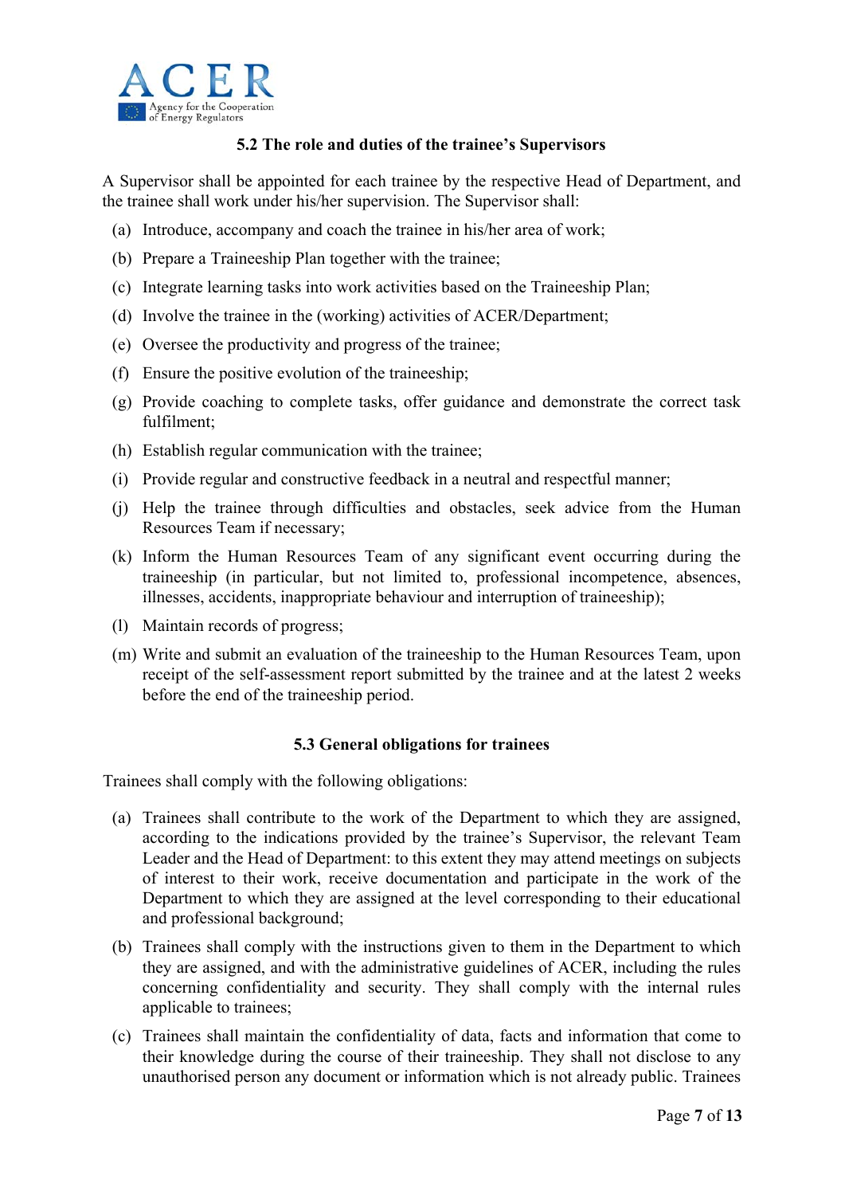### 5.2 The role and duties of the trainee's Supervisors

A Supervisor shall be appointed for each trainee by the respective Head of Department, and the trainee shall work under his/her supervision. The Supervisor shall:

(a) Introduce, accompany and coach the trainee in his/her area of work;

(b) Prepare a Traineeship Plan together with the trainee;

(c) Integrate learning tasks into work activities based on the Traineeship Plan;

(d) Involve the trainee in the (working) activities of ACER/Department;

(e) Oversee the productivity and progress of the trainee;

(f) Ensure the positive evolution of the traineeship;

(g) Provide coaching to complete tasks, offer guidance and demonstrate the correct task fulfilment;

(h) Establish regular communication with the trainee;

(i) Provide regular and constructive feedback in a neutral and respectful manner;

(j) Help the trainee through difficulties and obstacles, seek advice from the Human Resources Team if necessary;

(k) Inform the Human Resources Team of any significant event occurring during the traineeship (in particular, but not limited to, professional incompetence, absences, illnesses, accidents, inappropriate behaviour and interruption of traineeship);

(l) Maintain records of progress;

(m) Write and submit an evaluation of the traineeship to the Human Resources Team, upon receipt of the self-assessment report submitted by the trainee and at the latest 2 weeks before the end of the traineeship period.

### 5.3 General obligations for trainees

Trainees shall comply with the following obligations:

(a) Trainees shall contribute to the work of the Department to which they are assigned, according to the indications provided by the trainee's Supervisor, the relevant Team Leader and the Head of Department: to this extent they may attend meetings on subjects of interest to their work, receive documentation and participate in the work of the Department to which they are assigned at the level corresponding to their educational and professional background;

(b) Trainees shall comply with the instructions given to them in the Department to which they are assigned, and with the administrative guidelines of ACER, including the rules concerning confidentiality and security. They shall comply with the internal rules applicable to trainees;

(c) Trainees shall maintain the confidentiality of data, facts and information that come to their knowledge during the course of their traineeship. They shall not disclose to any unauthorised person any document or information which is not already public. Trainees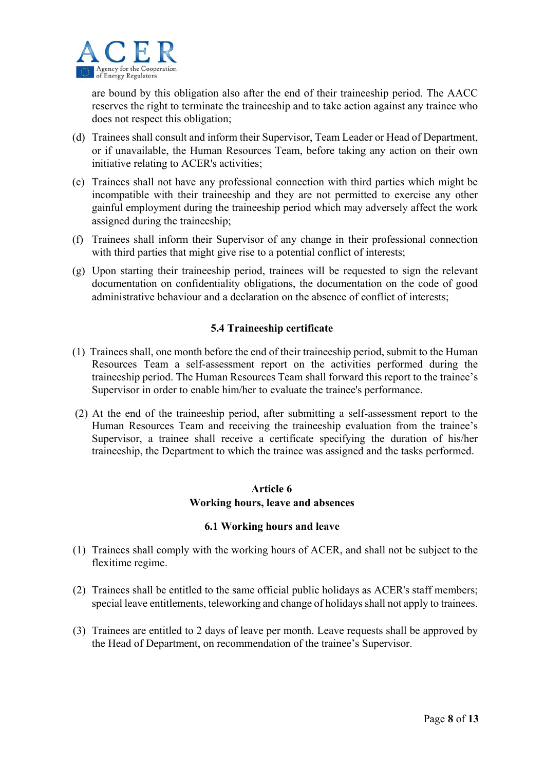are bound by this obligation also after the end of their traineeship period. The AACC reserves the right to terminate the traineeship and to take action against any trainee who does not respect this obligation;

(d) Trainees shall consult and inform their Supervisor, Team Leader or Head of Department, or if unavailable, the Human Resources Team, before taking any action on their own initiative relating to ACER's activities;

(e) Trainees shall not have any professional connection with third parties which might be incompatible with their traineeship and they are not permitted to exercise any other gainful employment during the traineeship period which may adversely affect the work assigned during the traineeship;

(f) Trainees shall inform their Supervisor of any change in their professional connection with third parties that might give rise to a potential conflict of interests;

(g) Upon starting their traineeship period, trainees will be requested to sign the relevant documentation on confidentiality obligations, the documentation on the code of good administrative behaviour and a declaration on the absence of conflict of interests;

### 5.4 Traineeship certificate

(1) Trainees shall, one month before the end of their traineeship period, submit to the Human Resources Team a self-assessment report on the activities performed during the traineeship period. The Human Resources Team shall forward this report to the trainee's Supervisor in order to enable him/her to evaluate the trainee's performance.

(2) At the end of the traineeship period, after submitting a self-assessment report to the Human Resources Team and receiving the traineeship evaluation from the trainee's Supervisor, a trainee shall receive a certificate specifying the duration of his/her traineeship, the Department to which the trainee was assigned and the tasks performed.

## Article 6
## Working hours, leave and absences

### 6.1 Working hours and leave

(1) Trainees shall comply with the working hours of ACER, and shall not be subject to the flexitime regime.

(2) Trainees shall be entitled to the same official public holidays as ACER's staff members; special leave entitlements, teleworking and change of holidays shall not apply to trainees.

(3) Trainees are entitled to 2 days of leave per month. Leave requests shall be approved by the Head of Department, on recommendation of the trainee's Supervisor.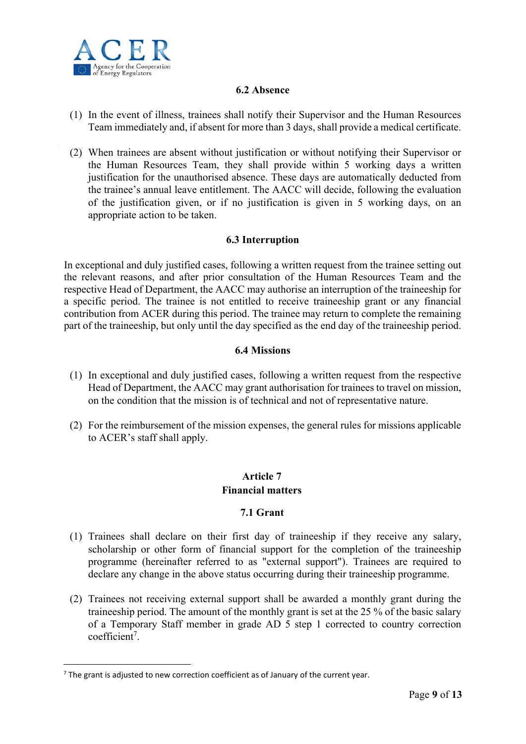### 6.2 Absence

(1) In the event of illness, trainees shall notify their Supervisor and the Human Resources Team immediately and, if absent for more than 3 days, shall provide a medical certificate.

(2) When trainees are absent without justification or without notifying their Supervisor or the Human Resources Team, they shall provide within 5 working days a written justification for the unauthorised absence. These days are automatically deducted from the trainee's annual leave entitlement. The AACC will decide, following the evaluation of the justification given, or if no justification is given in 5 working days, on an appropriate action to be taken.

### 6.3 Interruption

In exceptional and duly justified cases, following a written request from the trainee setting out the relevant reasons, and after prior consultation of the Human Resources Team and the respective Head of Department, the AACC may authorise an interruption of the traineeship for a specific period. The trainee is not entitled to receive traineeship grant or any financial contribution from ACER during this period. The trainee may return to complete the remaining part of the traineeship, but only until the day specified as the end day of the traineeship period.

### 6.4 Missions

(1) In exceptional and duly justified cases, following a written request from the respective Head of Department, the AACC may grant authorisation for trainees to travel on mission, on the condition that the mission is of technical and not of representative nature.

(2) For the reimbursement of the mission expenses, the general rules for missions applicable to ACER's staff shall apply.

## Article 7
## Financial matters

### 7.1 Grant

(1) Trainees shall declare on their first day of traineeship if they receive any salary, scholarship or other form of financial support for the completion of the traineeship programme (hereinafter referred to as "external support"). Trainees are required to declare any change in the above status occurring during their traineeship programme.

(2) Trainees not receiving external support shall be awarded a monthly grant during the traineeship period. The amount of the monthly grant is set at the 25 % of the basic salary of a Temporary Staff member in grade AD 5 step 1 corrected to country correction coefficient[7].

[7] The grant is adjusted to new correction coefficient as of January of the current year.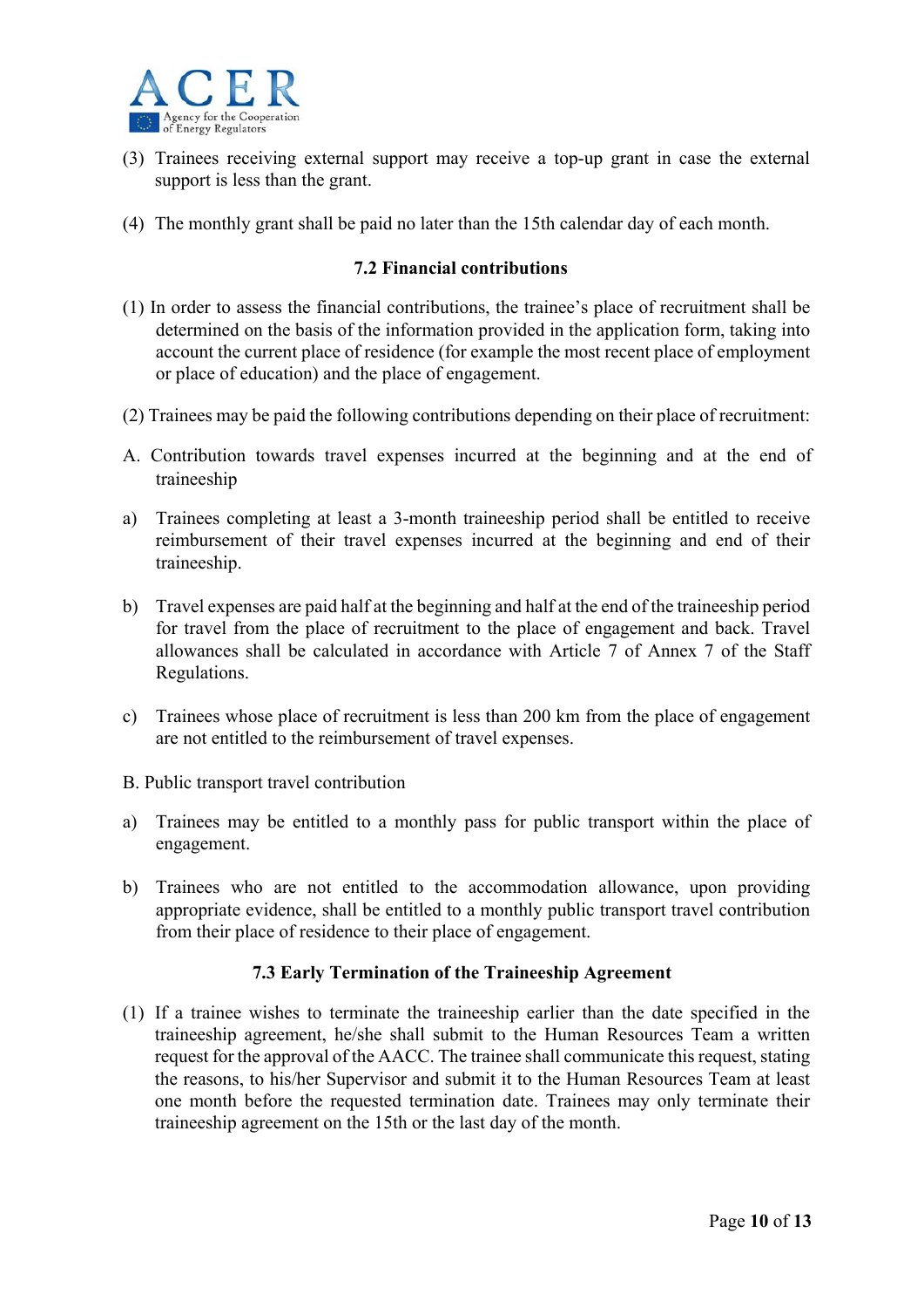(3) Trainees receiving external support may receive a top-up grant in case the external support is less than the grant.

(4) The monthly grant shall be paid no later than the 15th calendar day of each month.

### 7.2 Financial contributions

(1) In order to assess the financial contributions, the trainee's place of recruitment shall be determined on the basis of the information provided in the application form, taking into account the current place of residence (for example the most recent place of employment or place of education) and the place of engagement.

(2) Trainees may be paid the following contributions depending on their place of recruitment:

A. Contribution towards travel expenses incurred at the beginning and at the end of traineeship

a) Trainees completing at least a 3-month traineeship period shall be entitled to receive reimbursement of their travel expenses incurred at the beginning and end of their traineeship.

b) Travel expenses are paid half at the beginning and half at the end of the traineeship period for travel from the place of recruitment to the place of engagement and back. Travel allowances shall be calculated in accordance with Article 7 of Annex 7 of the Staff Regulations.

c) Trainees whose place of recruitment is less than 200 km from the place of engagement are not entitled to the reimbursement of travel expenses.

B. Public transport travel contribution

a) Trainees may be entitled to a monthly pass for public transport within the place of engagement.

b) Trainees who are not entitled to the accommodation allowance, upon providing appropriate evidence, shall be entitled to a monthly public transport travel contribution from their place of residence to their place of engagement.

### 7.3 Early Termination of the Traineeship Agreement

(1) If a trainee wishes to terminate the traineeship earlier than the date specified in the traineeship agreement, he/she shall submit to the Human Resources Team a written request for the approval of the AACC. The trainee shall communicate this request, stating the reasons, to his/her Supervisor and submit it to the Human Resources Team at least one month before the requested termination date. Trainees may only terminate their traineeship agreement on the 15th or the last day of the month.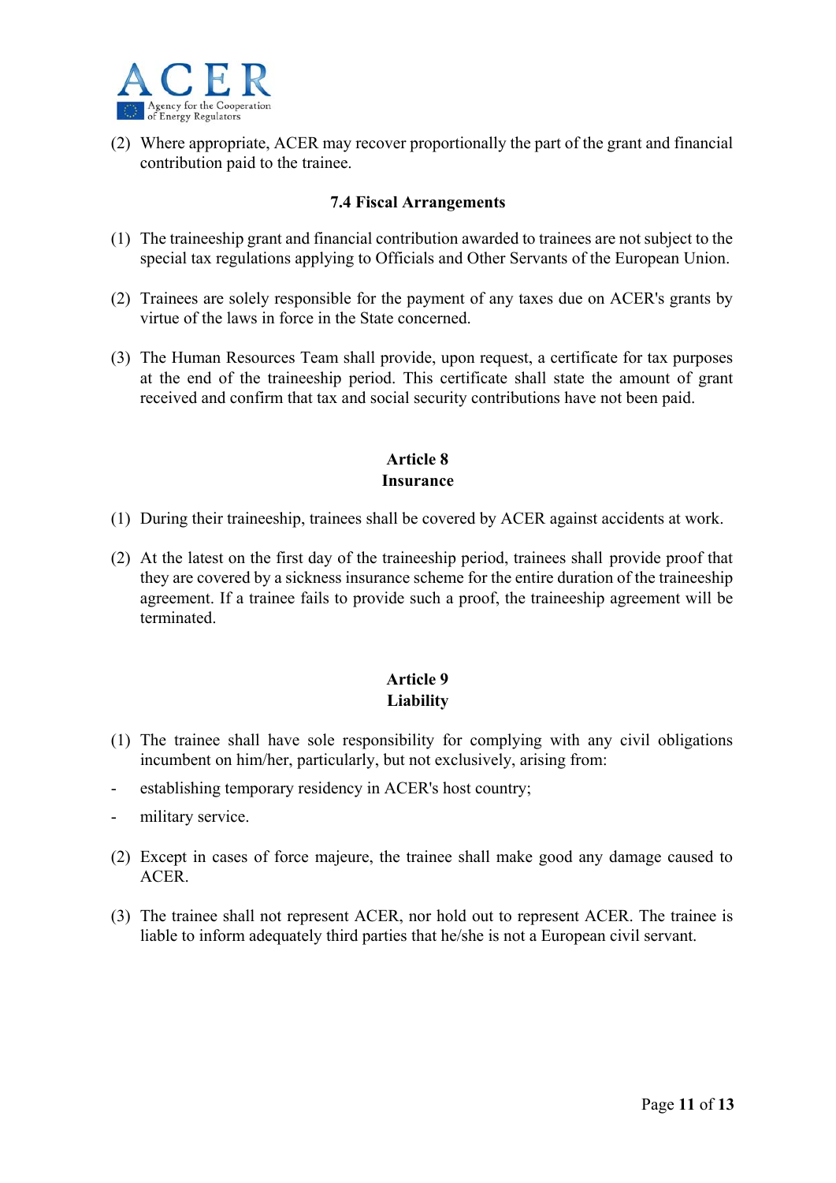(2) Where appropriate, ACER may recover proportionally the part of the grant and financial contribution paid to the trainee.

### 7.4 Fiscal Arrangements

(1) The traineeship grant and financial contribution awarded to trainees are not subject to the special tax regulations applying to Officials and Other Servants of the European Union.

(2) Trainees are solely responsible for the payment of any taxes due on ACER's grants by virtue of the laws in force in the State concerned.

(3) The Human Resources Team shall provide, upon request, a certificate for tax purposes at the end of the traineeship period. This certificate shall state the amount of grant received and confirm that tax and social security contributions have not been paid.

## Article 8
## Insurance

(1) During their traineeship, trainees shall be covered by ACER against accidents at work.

(2) At the latest on the first day of the traineeship period, trainees shall provide proof that they are covered by a sickness insurance scheme for the entire duration of the traineeship agreement. If a trainee fails to provide such a proof, the traineeship agreement will be terminated.

## Article 9
## Liability

(1) The trainee shall have sole responsibility for complying with any civil obligations incumbent on him/her, particularly, but not exclusively, arising from:

- establishing temporary residency in ACER's host country;
- military service.

(2) Except in cases of force majeure, the trainee shall make good any damage caused to ACER.

(3) The trainee shall not represent ACER, nor hold out to represent ACER. The trainee is liable to inform adequately third parties that he/she is not a European civil servant.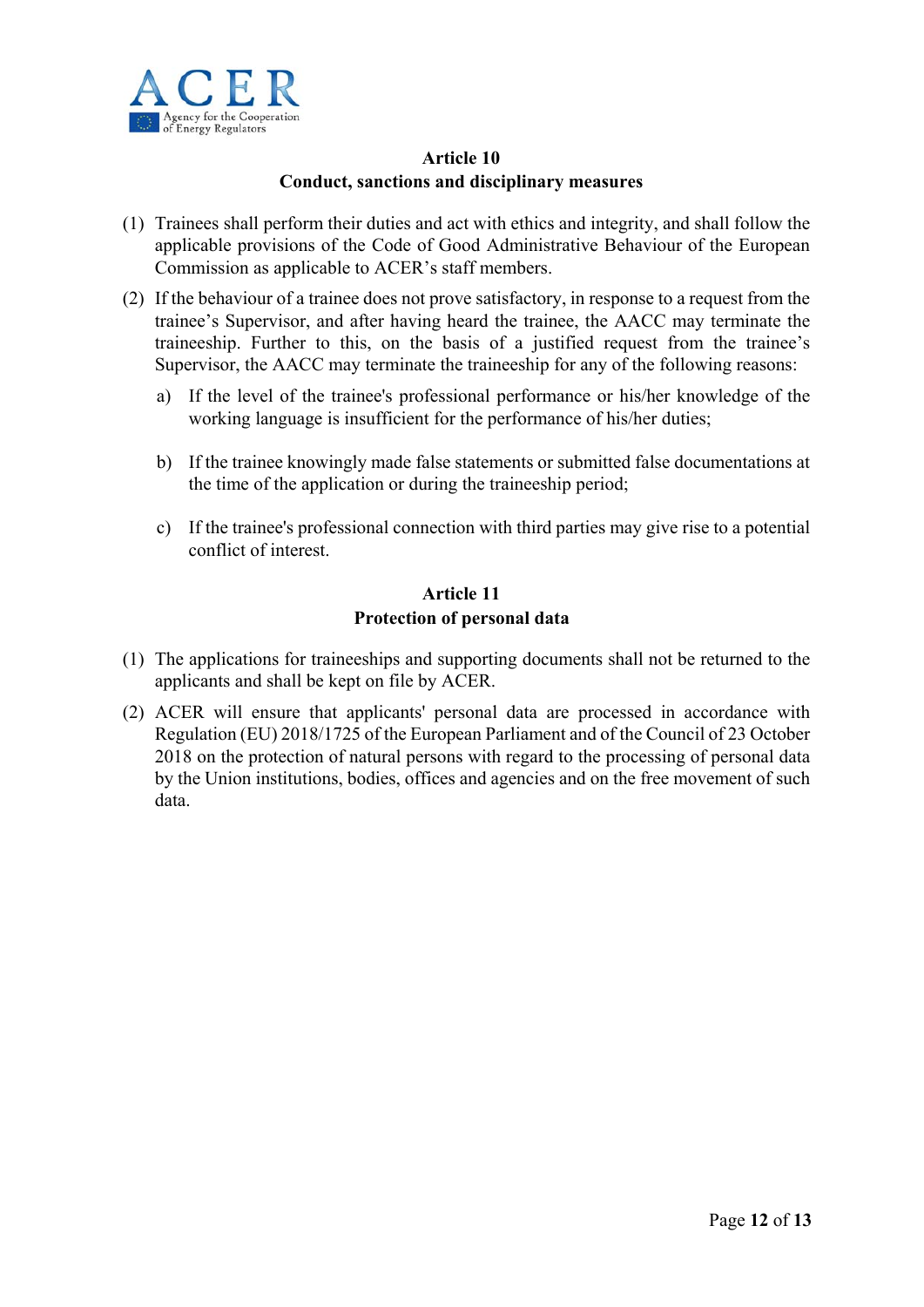## Article 10
## Conduct, sanctions and disciplinary measures

(1) Trainees shall perform their duties and act with ethics and integrity, and shall follow the applicable provisions of the Code of Good Administrative Behaviour of the European Commission as applicable to ACER's staff members.

(2) If the behaviour of a trainee does not prove satisfactory, in response to a request from the trainee's Supervisor, and after having heard the trainee, the AACC may terminate the traineeship. Further to this, on the basis of a justified request from the trainee's Supervisor, the AACC may terminate the traineeship for any of the following reasons:

   a) If the level of the trainee's professional performance or his/her knowledge of the working language is insufficient for the performance of his/her duties;

   b) If the trainee knowingly made false statements or submitted false documentations at the time of the application or during the traineeship period;

   c) If the trainee's professional connection with third parties may give rise to a potential conflict of interest.

## Article 11
## Protection of personal data

(1) The applications for traineeships and supporting documents shall not be returned to the applicants and shall be kept on file by ACER.

(2) ACER will ensure that applicants' personal data are processed in accordance with Regulation (EU) 2018/1725 of the European Parliament and of the Council of 23 October 2018 on the protection of natural persons with regard to the processing of personal data by the Union institutions, bodies, offices and agencies and on the free movement of such data.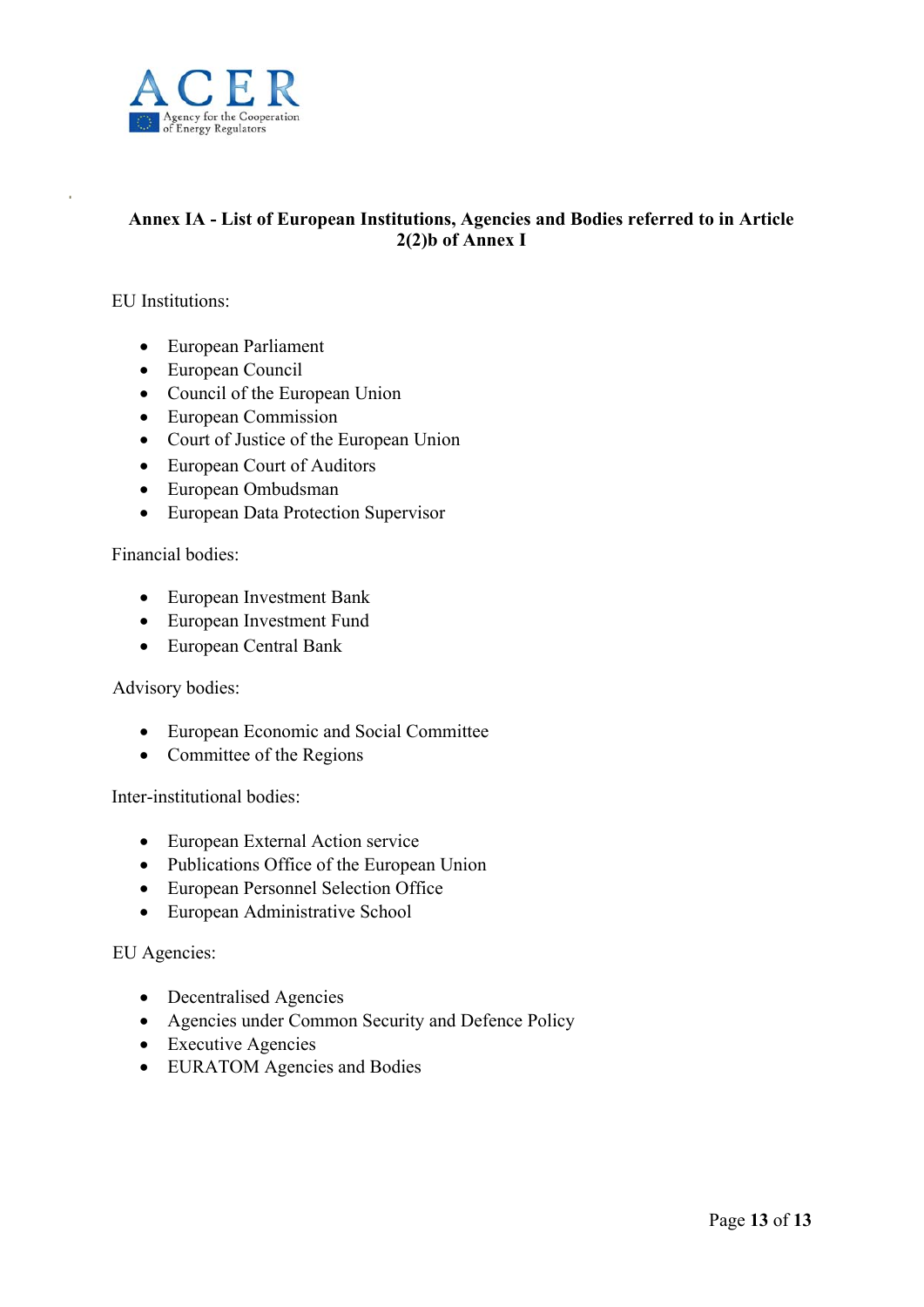## Annex IA - List of European Institutions, Agencies and Bodies referred to in Article 2(2)b of Annex I

EU Institutions:

- European Parliament
- European Council
- Council of the European Union
- European Commission
- Court of Justice of the European Union
- European Court of Auditors
- European Ombudsman
- European Data Protection Supervisor

Financial bodies:

- European Investment Bank
- European Investment Fund
- European Central Bank

Advisory bodies:

- European Economic and Social Committee
- Committee of the Regions

Inter-institutional bodies:

- European External Action service
- Publications Office of the European Union
- European Personnel Selection Office
- European Administrative School

EU Agencies:

- Decentralised Agencies
- Agencies under Common Security and Defence Policy
- Executive Agencies
- EURATOM Agencies and Bodies